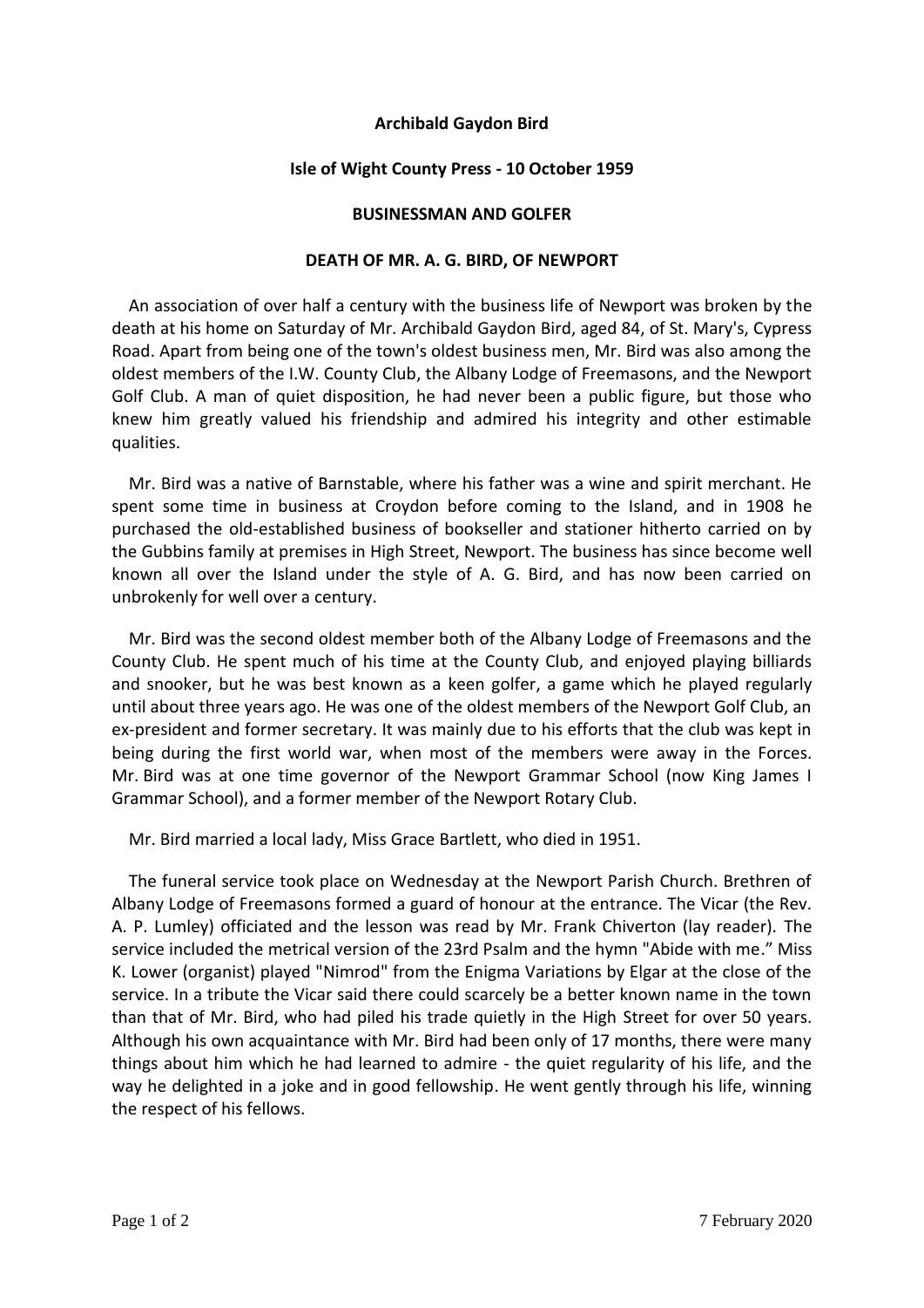# Archibald Gaydon Bird

## Isle of Wight County Press - 10 October 1959

### BUSINESSMAN AND GOLFER

### DEATH OF MR. A. G. BIRD, OF NEWPORT

An association of over half a century with the business life of Newport was broken by the death at his home on Saturday of Mr. Archibald Gaydon Bird, aged 84, of St. Mary's, Cypress Road. Apart from being one of the town's oldest business men, Mr. Bird was also among the oldest members of the I.W. County Club, the Albany Lodge of Freemasons, and the Newport Golf Club. A man of quiet disposition, he had never been a public figure, but those who knew him greatly valued his friendship and admired his integrity and other estimable qualities.

Mr. Bird was a native of Barnstable, where his father was a wine and spirit merchant. He spent some time in business at Croydon before coming to the Island, and in 1908 he purchased the old-established business of bookseller and stationer hitherto carried on by the Gubbins family at premises in High Street, Newport. The business has since become well known all over the Island under the style of A. G. Bird, and has now been carried on unbrokenly for well over a century.

Mr. Bird was the second oldest member both of the Albany Lodge of Freemasons and the County Club. He spent much of his time at the County Club, and enjoyed playing billiards and snooker, but he was best known as a keen golfer, a game which he played regularly until about three years ago. He was one of the oldest members of the Newport Golf Club, an ex-president and former secretary. It was mainly due to his efforts that the club was kept in being during the first world war, when most of the members were away in the Forces. Mr. Bird was at one time governor of the Newport Grammar School (now King James I Grammar School), and a former member of the Newport Rotary Club.

Mr. Bird married a local lady, Miss Grace Bartlett, who died in 1951.

The funeral service took place on Wednesday at the Newport Parish Church. Brethren of Albany Lodge of Freemasons formed a guard of honour at the entrance. The Vicar (the Rev. A. P. Lumley) officiated and the lesson was read by Mr. Frank Chiverton (lay reader). The service included the metrical version of the 23rd Psalm and the hymn "Abide with me." Miss K. Lower (organist) played "Nimrod" from the Enigma Variations by Elgar at the close of the service. In a tribute the Vicar said there could scarcely be a better known name in the town than that of Mr. Bird, who had piled his trade quietly in the High Street for over 50 years. Although his own acquaintance with Mr. Bird had been only of 17 months, there were many things about him which he had learned to admire - the quiet regularity of his life, and the way he delighted in a joke and in good fellowship. He went gently through his life, winning the respect of his fellows.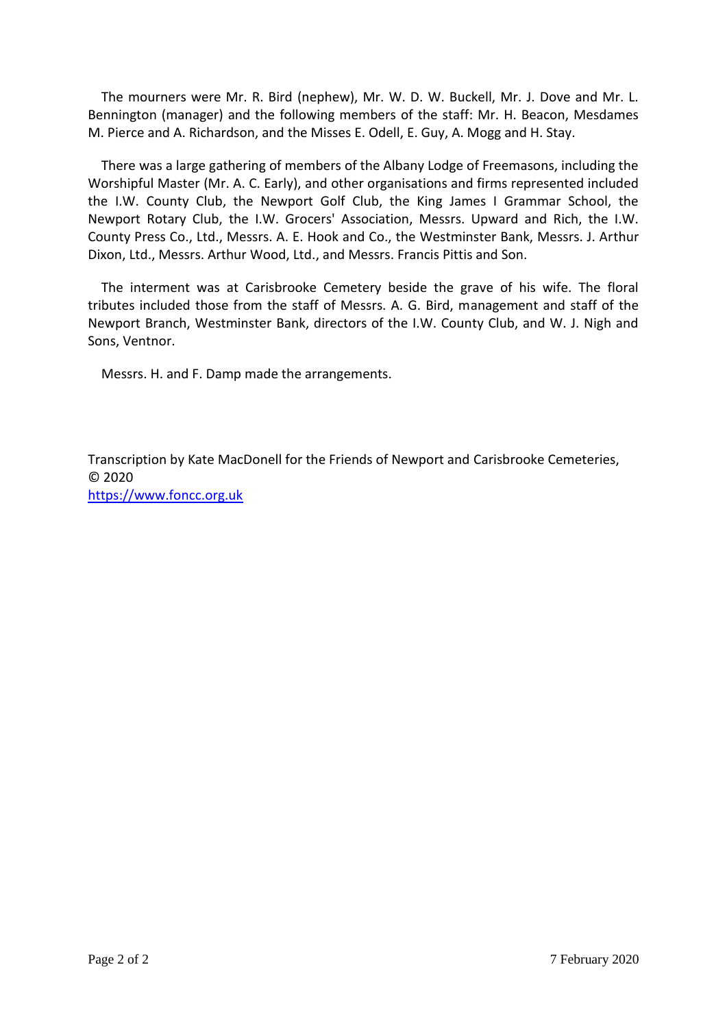The mourners were Mr. R. Bird (nephew), Mr. W. D. W. Buckell, Mr. J. Dove and Mr. L. Bennington (manager) and the following members of the staff: Mr. H. Beacon, Mesdames M. Pierce and A. Richardson, and the Misses E. Odell, E. Guy, A. Mogg and H. Stay.

There was a large gathering of members of the Albany Lodge of Freemasons, including the Worshipful Master (Mr. A. C. Early), and other organisations and firms represented included the I.W. County Club, the Newport Golf Club, the King James I Grammar School, the Newport Rotary Club, the I.W. Grocers' Association, Messrs. Upward and Rich, the I.W. County Press Co., Ltd., Messrs. A. E. Hook and Co., the Westminster Bank, Messrs. J. Arthur Dixon, Ltd., Messrs. Arthur Wood, Ltd., and Messrs. Francis Pittis and Son.

The interment was at Carisbrooke Cemetery beside the grave of his wife. The floral tributes included those from the staff of Messrs. A. G. Bird, management and staff of the Newport Branch, Westminster Bank, directors of the I.W. County Club, and W. J. Nigh and Sons, Ventnor.

Messrs. H. and F. Damp made the arrangements.

Transcription by Kate MacDonell for the Friends of Newport and Carisbrooke Cemeteries, © 2020
https://www.foncc.org.uk

7 February 2020